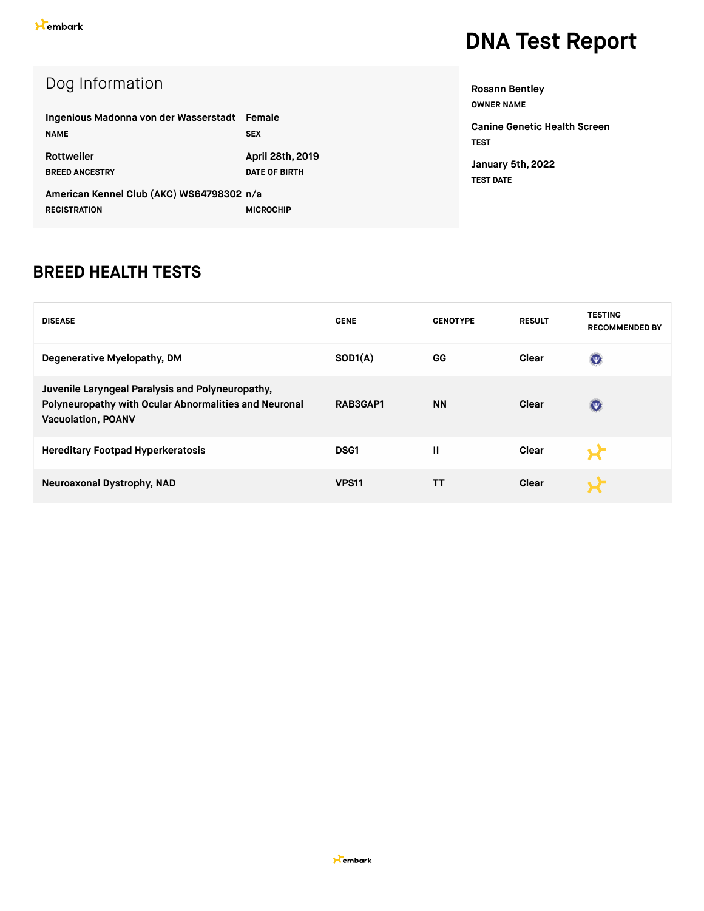embark

# DNA Test Report

## Dog Information

| | |
|---|---|
| **Ingenious Madonna von der Wasserstadt** | **Female** |
| NAME | SEX |
| **Rottweiler** | **April 28th, 2019** |
| BREED ANCESTRY | DATE OF BIRTH |
| **American Kennel Club (AKC) WS64798302** | **n/a** |
| REGISTRATION | MICROCHIP |

**Rosann Bentley**
OWNER NAME

**Canine Genetic Health Screen**
TEST

**January 5th, 2022**
TEST DATE

## BREED HEALTH TESTS

| DISEASE | GENE | GENOTYPE | RESULT | TESTING RECOMMENDED BY |
|---|---|---|---|---|
| Degenerative Myelopathy, DM | SOD1(A) | GG | Clear | |
| Juvenile Laryngeal Paralysis and Polyneuropathy, Polyneuropathy with Ocular Abnormalities and Neuronal Vacuolation, POANV | RAB3GAP1 | NN | Clear | |
| Hereditary Footpad Hyperkeratosis | DSG1 | II | Clear | |
| Neuroaxonal Dystrophy, NAD | VPS11 | TT | Clear | |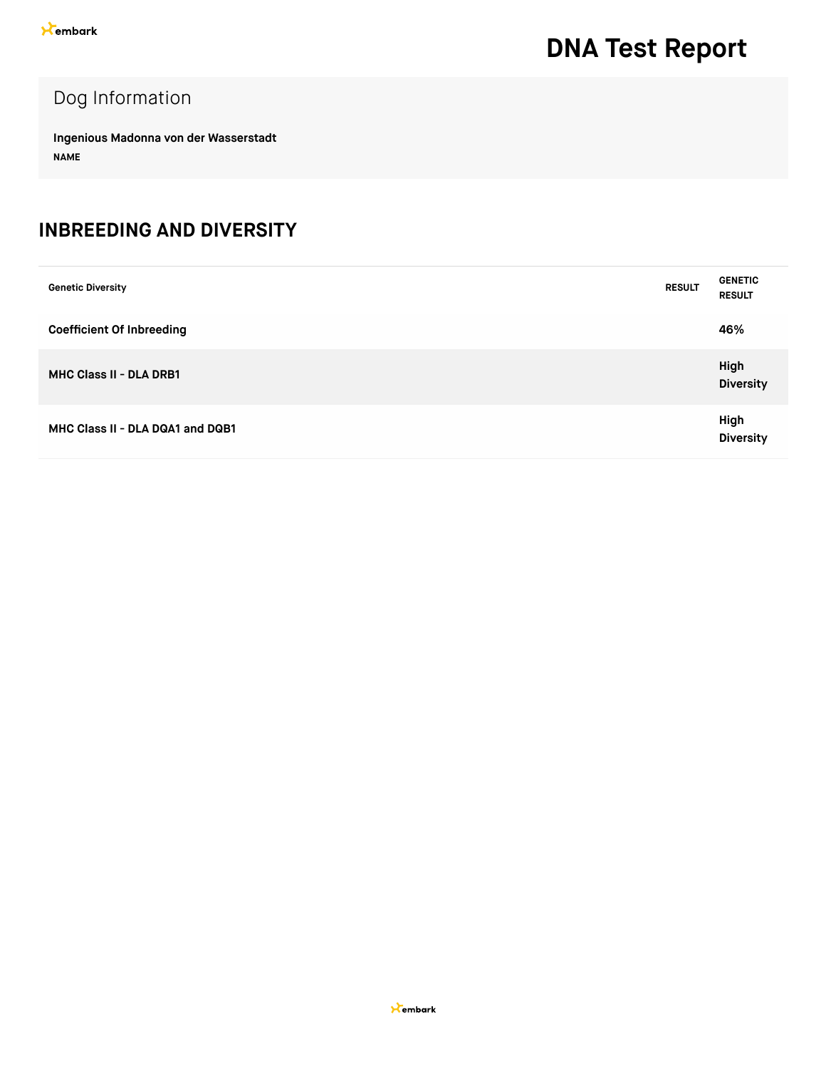# DNA Test Report

## Dog Information

**Ingenious Madonna von der Wasserstadt**
NAME

## INBREEDING AND DIVERSITY

| Genetic Diversity | RESULT | GENETIC RESULT |
|---|---|---|
| Coefficient Of Inbreeding | | 46% |
| MHC Class II - DLA DRB1 | | High Diversity |
| MHC Class II - DLA DQA1 and DQB1 | | High Diversity |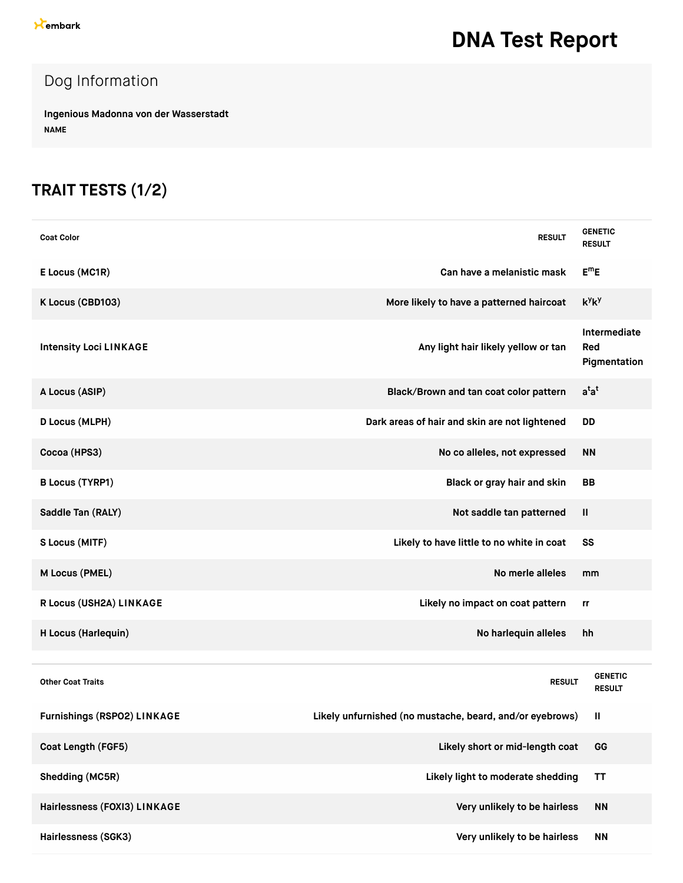embark

# DNA Test Report

## Dog Information

**Ingenious Madonna von der Wasserstadt**
**NAME**

## TRAIT TESTS (1/2)

| Coat Color | RESULT | GENETIC RESULT |
|---|---|---|
| E Locus (MC1R) | Can have a melanistic mask | $E^mE$ |
| K Locus (CBD103) | More likely to have a patterned haircoat | $k^yk^y$ |
| Intensity Loci LINKAGE | Any light hair likely yellow or tan | Intermediate Red Pigmentation |
| A Locus (ASIP) | Black/Brown and tan coat color pattern | $a^ta^t$ |
| D Locus (MLPH) | Dark areas of hair and skin are not lightened | DD |
| Cocoa (HPS3) | No co alleles, not expressed | NN |
| B Locus (TYRP1) | Black or gray hair and skin | BB |
| Saddle Tan (RALY) | Not saddle tan patterned | II |
| S Locus (MITF) | Likely to have little to no white in coat | SS |
| M Locus (PMEL) | No merle alleles | mm |
| R Locus (USH2A) LINKAGE | Likely no impact on coat pattern | rr |
| H Locus (Harlequin) | No harlequin alleles | hh |

| Other Coat Traits | RESULT | GENETIC RESULT |
|---|---|---|
| Furnishings (RSPO2) LINKAGE | Likely unfurnished (no mustache, beard, and/or eyebrows) | II |
| Coat Length (FGF5) | Likely short or mid-length coat | GG |
| Shedding (MC5R) | Likely light to moderate shedding | TT |
| Hairlessness (FOXI3) LINKAGE | Very unlikely to be hairless | NN |
| Hairlessness (SGK3) | Very unlikely to be hairless | NN |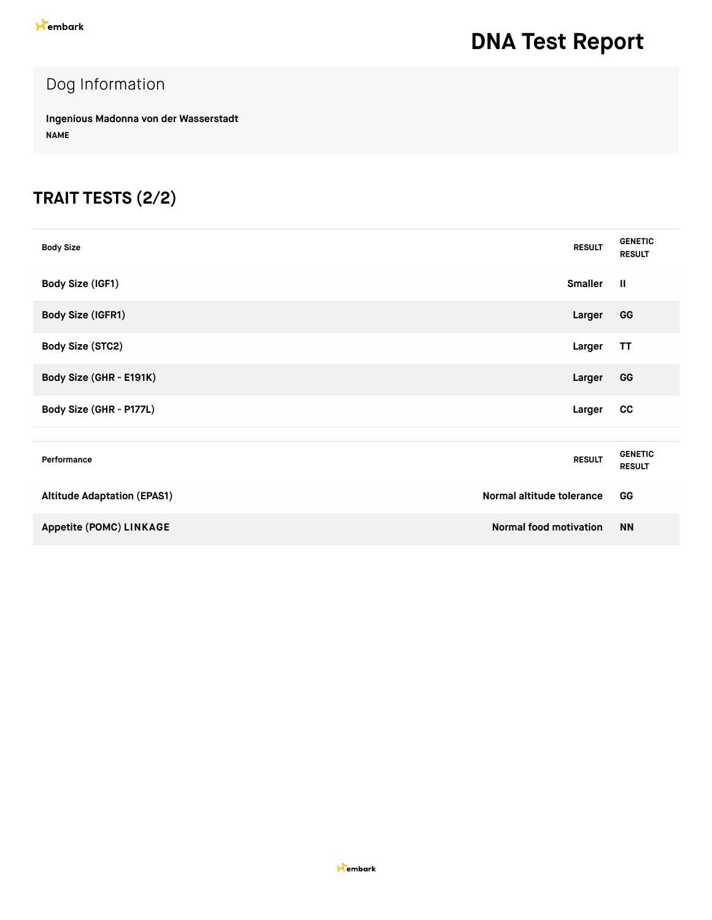# DNA Test Report

## Dog Information

**Ingenious Madonna von der Wasserstadt**
NAME

## TRAIT TESTS (2/2)

| Body Size | RESULT | GENETIC RESULT |
| --- | --- | --- |
| Body Size (IGF1) | Smaller | II |
| Body Size (IGFR1) | Larger | GG |
| Body Size (STC2) | Larger | TT |
| Body Size (GHR - E191K) | Larger | GG |
| Body Size (GHR - P177L) | Larger | CC |

| Performance | RESULT | GENETIC RESULT |
| --- | --- | --- |
| Altitude Adaptation (EPAS1) | Normal altitude tolerance | GG |
| Appetite (POMC) LINKAGE | Normal food motivation | NN |